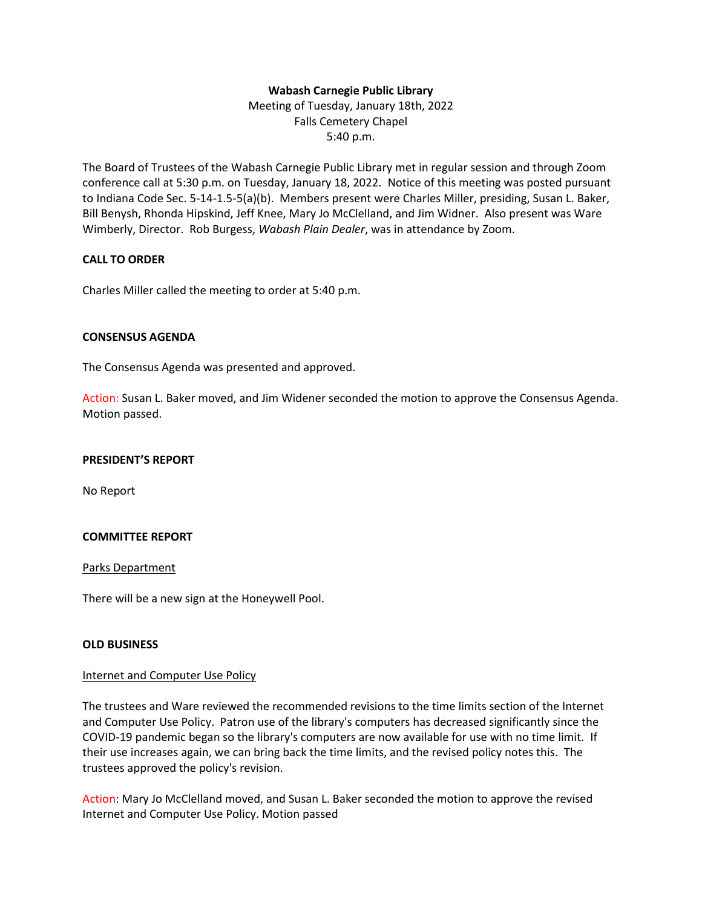**Wabash Carnegie Public Library**

Meeting of Tuesday, January 18th, 2022
Falls Cemetery Chapel
5:40 p.m.

The Board of Trustees of the Wabash Carnegie Public Library met in regular session and through Zoom conference call at 5:30 p.m. on Tuesday, January 18, 2022. Notice of this meeting was posted pursuant to Indiana Code Sec. 5-14-1.5-5(a)(b). Members present were Charles Miller, presiding, Susan L. Baker, Bill Benysh, Rhonda Hipskind, Jeff Knee, Mary Jo McClelland, and Jim Widner. Also present was Ware Wimberly, Director. Rob Burgess, *Wabash Plain Dealer*, was in attendance by Zoom.

**CALL TO ORDER**

Charles Miller called the meeting to order at 5:40 p.m.

**CONSENSUS AGENDA**

The Consensus Agenda was presented and approved.

Action: Susan L. Baker moved, and Jim Widener seconded the motion to approve the Consensus Agenda. Motion passed.

**PRESIDENT'S REPORT**

No Report

**COMMITTEE REPORT**

Parks Department

There will be a new sign at the Honeywell Pool.

**OLD BUSINESS**

Internet and Computer Use Policy

The trustees and Ware reviewed the recommended revisions to the time limits section of the Internet and Computer Use Policy. Patron use of the library's computers has decreased significantly since the COVID-19 pandemic began so the library's computers are now available for use with no time limit. If their use increases again, we can bring back the time limits, and the revised policy notes this. The trustees approved the policy's revision.

Action: Mary Jo McClelland moved, and Susan L. Baker seconded the motion to approve the revised Internet and Computer Use Policy. Motion passed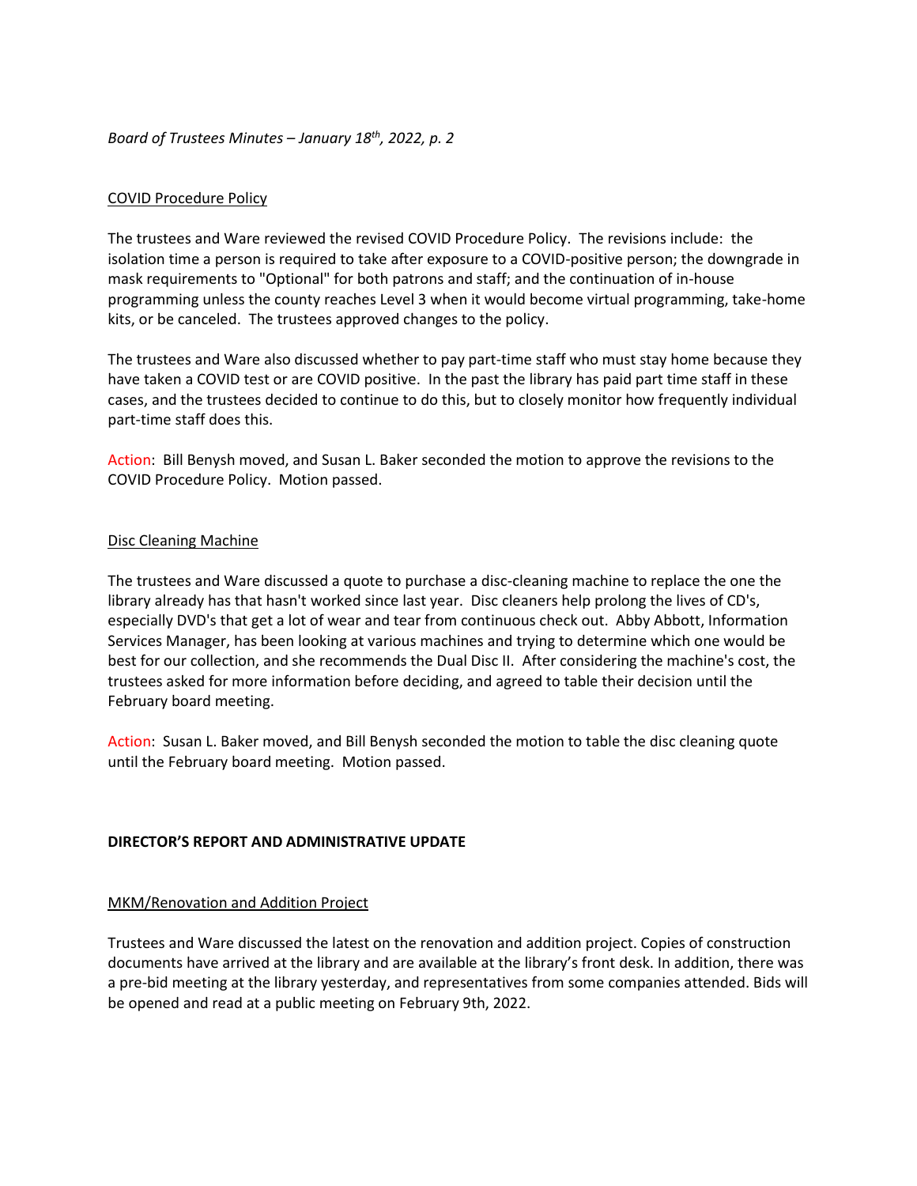COVID Procedure Policy

The trustees and Ware reviewed the revised COVID Procedure Policy. The revisions include: the isolation time a person is required to take after exposure to a COVID-positive person; the downgrade in mask requirements to "Optional" for both patrons and staff; and the continuation of in-house programming unless the county reaches Level 3 when it would become virtual programming, take-home kits, or be canceled. The trustees approved changes to the policy.

The trustees and Ware also discussed whether to pay part-time staff who must stay home because they have taken a COVID test or are COVID positive. In the past the library has paid part time staff in these cases, and the trustees decided to continue to do this, but to closely monitor how frequently individual part-time staff does this.

Action: Bill Benysh moved, and Susan L. Baker seconded the motion to approve the revisions to the COVID Procedure Policy. Motion passed.

Disc Cleaning Machine

The trustees and Ware discussed a quote to purchase a disc-cleaning machine to replace the one the library already has that hasn't worked since last year. Disc cleaners help prolong the lives of CD's, especially DVD's that get a lot of wear and tear from continuous check out. Abby Abbott, Information Services Manager, has been looking at various machines and trying to determine which one would be best for our collection, and she recommends the Dual Disc II. After considering the machine's cost, the trustees asked for more information before deciding, and agreed to table their decision until the February board meeting.

Action: Susan L. Baker moved, and Bill Benysh seconded the motion to table the disc cleaning quote until the February board meeting. Motion passed.

**DIRECTOR'S REPORT AND ADMINISTRATIVE UPDATE**

MKM/Renovation and Addition Project

Trustees and Ware discussed the latest on the renovation and addition project. Copies of construction documents have arrived at the library and are available at the library's front desk. In addition, there was a pre-bid meeting at the library yesterday, and representatives from some companies attended. Bids will be opened and read at a public meeting on February 9th, 2022.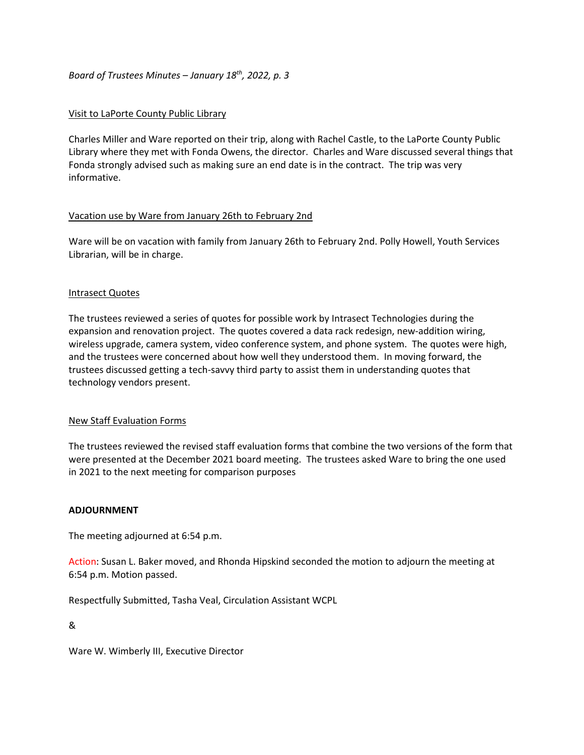Visit to LaPorte County Public Library

Charles Miller and Ware reported on their trip, along with Rachel Castle, to the LaPorte County Public Library where they met with Fonda Owens, the director. Charles and Ware discussed several things that Fonda strongly advised such as making sure an end date is in the contract. The trip was very informative.

Vacation use by Ware from January 26th to February 2nd

Ware will be on vacation with family from January 26th to February 2nd. Polly Howell, Youth Services Librarian, will be in charge.

Intrasect Quotes

The trustees reviewed a series of quotes for possible work by Intrasect Technologies during the expansion and renovation project. The quotes covered a data rack redesign, new-addition wiring, wireless upgrade, camera system, video conference system, and phone system. The quotes were high, and the trustees were concerned about how well they understood them. In moving forward, the trustees discussed getting a tech-savvy third party to assist them in understanding quotes that technology vendors present.

New Staff Evaluation Forms

The trustees reviewed the revised staff evaluation forms that combine the two versions of the form that were presented at the December 2021 board meeting. The trustees asked Ware to bring the one used in 2021 to the next meeting for comparison purposes

**ADJOURNMENT**

The meeting adjourned at 6:54 p.m.

Action: Susan L. Baker moved, and Rhonda Hipskind seconded the motion to adjourn the meeting at 6:54 p.m. Motion passed.

Respectfully Submitted, Tasha Veal, Circulation Assistant WCPL

&

Ware W. Wimberly III, Executive Director